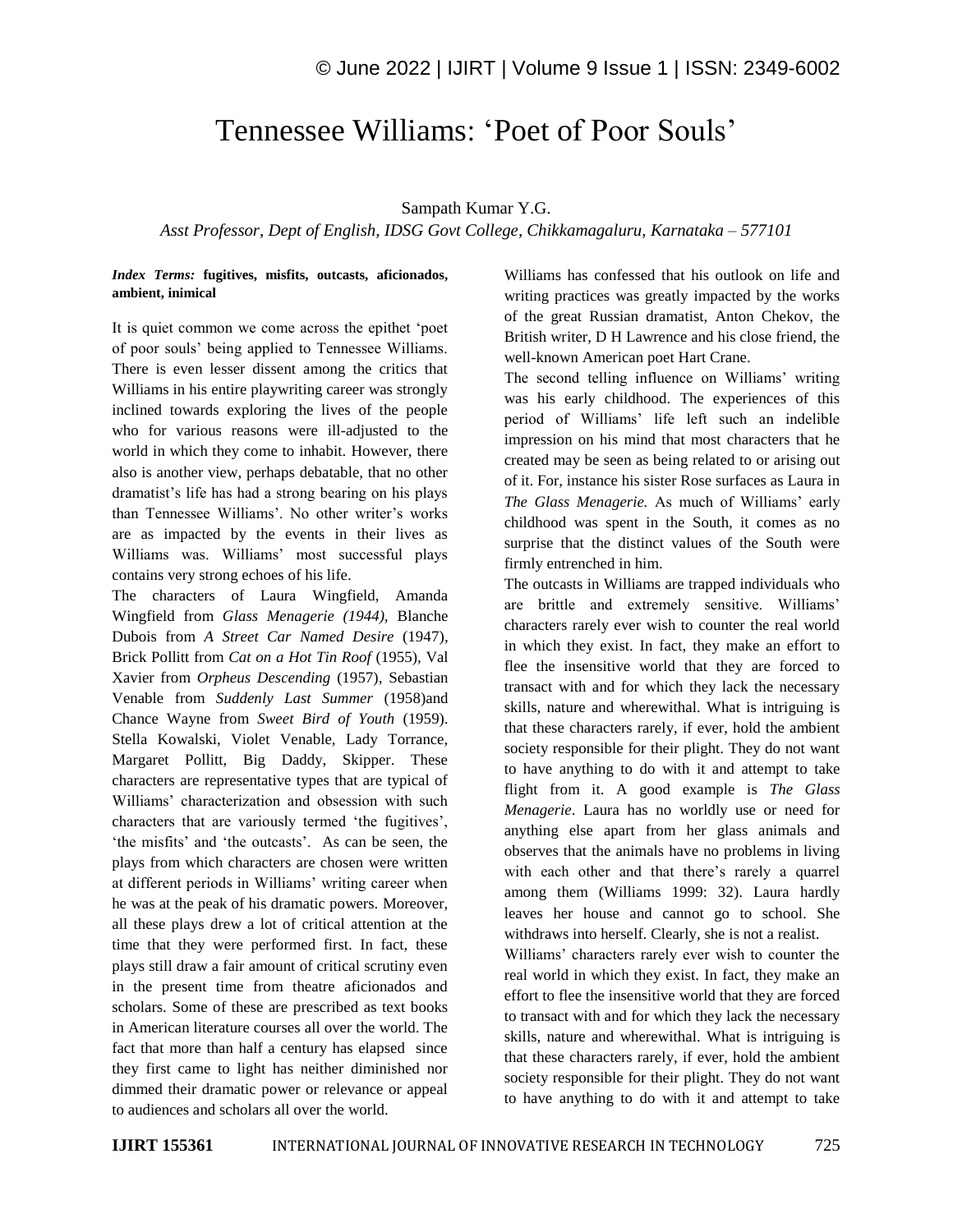#Tennessee Williams: 'Poet of Poor Souls'

Sampath Kumar Y.G.

*Asst Professor, Dept of English, IDSG Govt College, Chikkamagaluru, Karnataka – 577101*

***Index Terms:*** **fugitives, misfits, outcasts, aficionados, ambient, inimical**

It is quiet common we come across the epithet 'poet of poor souls' being applied to Tennessee Williams. There is even lesser dissent among the critics that Williams in his entire playwriting career was strongly inclined towards exploring the lives of the people who for various reasons were ill-adjusted to the world in which they come to inhabit. However, there also is another view, perhaps debatable, that no other dramatist's life has had a strong bearing on his plays than Tennessee Williams'. No other writer's works are as impacted by the events in their lives as Williams was. Williams' most successful plays contains very strong echoes of his life.

The characters of Laura Wingfield, Amanda Wingfield from *Glass Menagerie (1944),* Blanche Dubois from *A Street Car Named Desire* (1947), Brick Pollitt from *Cat on a Hot Tin Roof* (1955), Val Xavier from *Orpheus Descending* (1957), Sebastian Venable from *Suddenly Last Summer* (1958)and Chance Wayne from *Sweet Bird of Youth* (1959). Stella Kowalski, Violet Venable, Lady Torrance, Margaret Pollitt, Big Daddy, Skipper. These characters are representative types that are typical of Williams' characterization and obsession with such characters that are variously termed 'the fugitives', 'the misfits' and 'the outcasts'. As can be seen, the plays from which characters are chosen were written at different periods in Williams' writing career when he was at the peak of his dramatic powers. Moreover, all these plays drew a lot of critical attention at the time that they were performed first. In fact, these plays still draw a fair amount of critical scrutiny even in the present time from theatre aficionados and scholars. Some of these are prescribed as text books in American literature courses all over the world. The fact that more than half a century has elapsed since they first came to light has neither diminished nor dimmed their dramatic power or relevance or appeal to audiences and scholars all over the world.

Williams has confessed that his outlook on life and writing practices was greatly impacted by the works of the great Russian dramatist, Anton Chekov, the British writer, D H Lawrence and his close friend, the well-known American poet Hart Crane.

The second telling influence on Williams' writing was his early childhood. The experiences of this period of Williams' life left such an indelible impression on his mind that most characters that he created may be seen as being related to or arising out of it. For, instance his sister Rose surfaces as Laura in *The Glass Menagerie.* As much of Williams' early childhood was spent in the South, it comes as no surprise that the distinct values of the South were firmly entrenched in him.

The outcasts in Williams are trapped individuals who are brittle and extremely sensitive. Williams' characters rarely ever wish to counter the real world in which they exist. In fact, they make an effort to flee the insensitive world that they are forced to transact with and for which they lack the necessary skills, nature and wherewithal. What is intriguing is that these characters rarely, if ever, hold the ambient society responsible for their plight. They do not want to have anything to do with it and attempt to take flight from it. A good example is *The Glass Menagerie*. Laura has no worldly use or need for anything else apart from her glass animals and observes that the animals have no problems in living with each other and that there's rarely a quarrel among them (Williams 1999: 32). Laura hardly leaves her house and cannot go to school. She withdraws into herself. Clearly, she is not a realist.

Williams' characters rarely ever wish to counter the real world in which they exist. In fact, they make an effort to flee the insensitive world that they are forced to transact with and for which they lack the necessary skills, nature and wherewithal. What is intriguing is that these characters rarely, if ever, hold the ambient society responsible for their plight. They do not want to have anything to do with it and attempt to take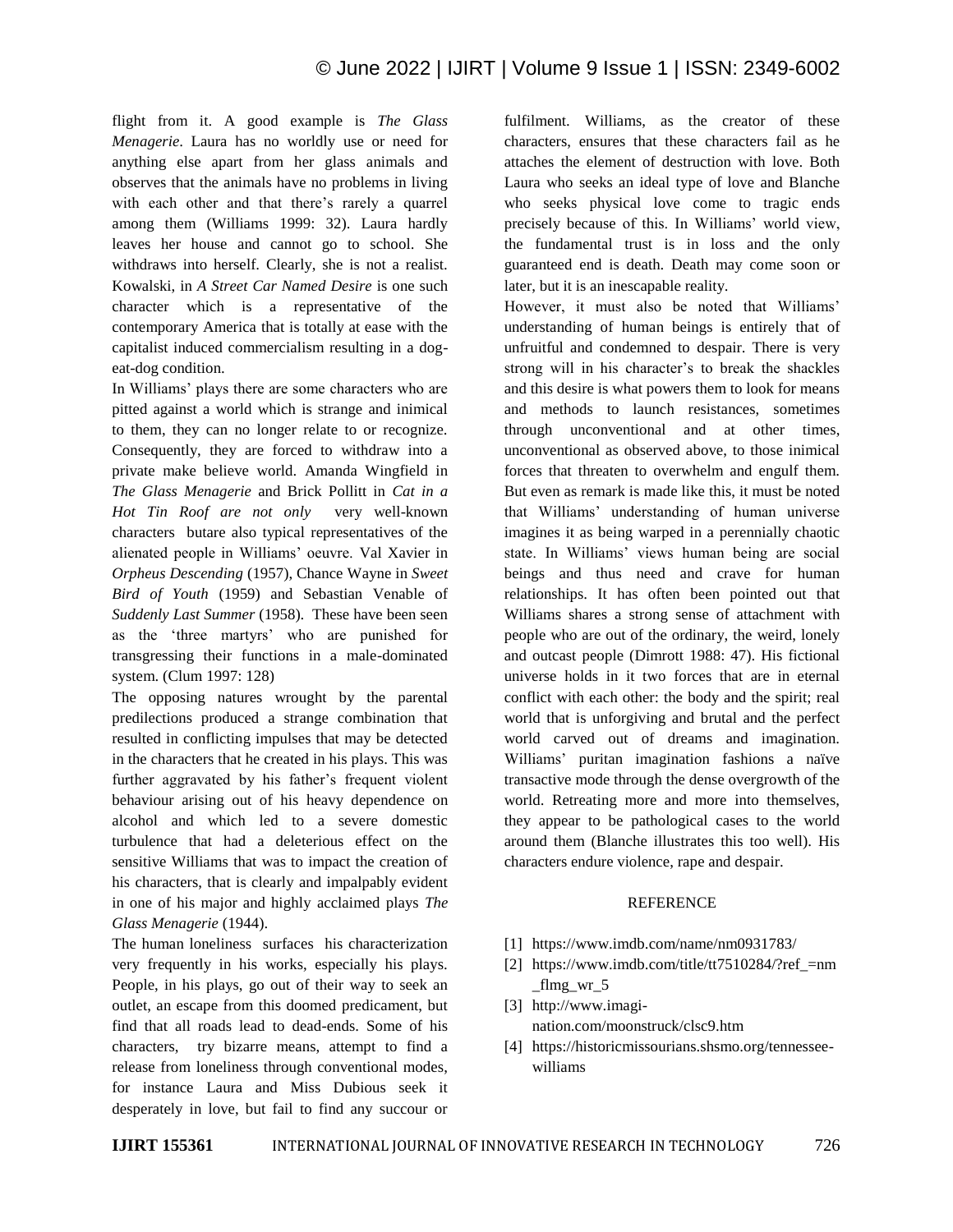flight from it. A good example is *The Glass Menagerie*. Laura has no worldly use or need for anything else apart from her glass animals and observes that the animals have no problems in living with each other and that there's rarely a quarrel among them (Williams 1999: 32). Laura hardly leaves her house and cannot go to school. She withdraws into herself. Clearly, she is not a realist. Kowalski, in *A Street Car Named Desire* is one such character which is a representative of the contemporary America that is totally at ease with the capitalist induced commercialism resulting in a dog-eat-dog condition.

In Williams' plays there are some characters who are pitted against a world which is strange and inimical to them, they can no longer relate to or recognize. Consequently, they are forced to withdraw into a private make believe world. Amanda Wingfield in *The Glass Menagerie* and Brick Pollitt in *Cat in a Hot Tin Roof are not only* very well-known characters butare also typical representatives of the alienated people in Williams' oeuvre. Val Xavier in *Orpheus Descending* (1957), Chance Wayne in *Sweet Bird of Youth* (1959) and Sebastian Venable of *Suddenly Last Summer* (1958). These have been seen as the 'three martyrs' who are punished for transgressing their functions in a male-dominated system. (Clum 1997: 128)

The opposing natures wrought by the parental predilections produced a strange combination that resulted in conflicting impulses that may be detected in the characters that he created in his plays. This was further aggravated by his father's frequent violent behaviour arising out of his heavy dependence on alcohol and which led to a severe domestic turbulence that had a deleterious effect on the sensitive Williams that was to impact the creation of his characters, that is clearly and impalpably evident in one of his major and highly acclaimed plays *The Glass Menagerie* (1944).

The human loneliness surfaces his characterization very frequently in his works, especially his plays. People, in his plays, go out of their way to seek an outlet, an escape from this doomed predicament, but find that all roads lead to dead-ends. Some of his characters, try bizarre means, attempt to find a release from loneliness through conventional modes, for instance Laura and Miss Dubious seek it desperately in love, but fail to find any succour or fulfilment. Williams, as the creator of these characters, ensures that these characters fail as he attaches the element of destruction with love. Both Laura who seeks an ideal type of love and Blanche who seeks physical love come to tragic ends precisely because of this. In Williams' world view, the fundamental trust is in loss and the only guaranteed end is death. Death may come soon or later, but it is an inescapable reality.

However, it must also be noted that Williams' understanding of human beings is entirely that of unfruitful and condemned to despair. There is very strong will in his character's to break the shackles and this desire is what powers them to look for means and methods to launch resistances, sometimes through unconventional and at other times, unconventional as observed above, to those inimical forces that threaten to overwhelm and engulf them. But even as remark is made like this, it must be noted that Williams' understanding of human universe imagines it as being warped in a perennially chaotic state. In Williams' views human being are social beings and thus need and crave for human relationships. It has often been pointed out that Williams shares a strong sense of attachment with people who are out of the ordinary, the weird, lonely and outcast people (Dimrott 1988: 47). His fictional universe holds in it two forces that are in eternal conflict with each other: the body and the spirit; real world that is unforgiving and brutal and the perfect world carved out of dreams and imagination. Williams' puritan imagination fashions a naïve transactive mode through the dense overgrowth of the world. Retreating more and more into themselves, they appear to be pathological cases to the world around them (Blanche illustrates this too well). His characters endure violence, rape and despair.

## REFERENCE

[1] https://www.imdb.com/name/nm0931783/

[2] https://www.imdb.com/title/tt7510284/?ref_=nm_flmg_wr_5

[3] http://www.imagi-nation.com/moonstruck/clsc9.htm

[4] https://historicmissourians.shsmo.org/tennessee-williams